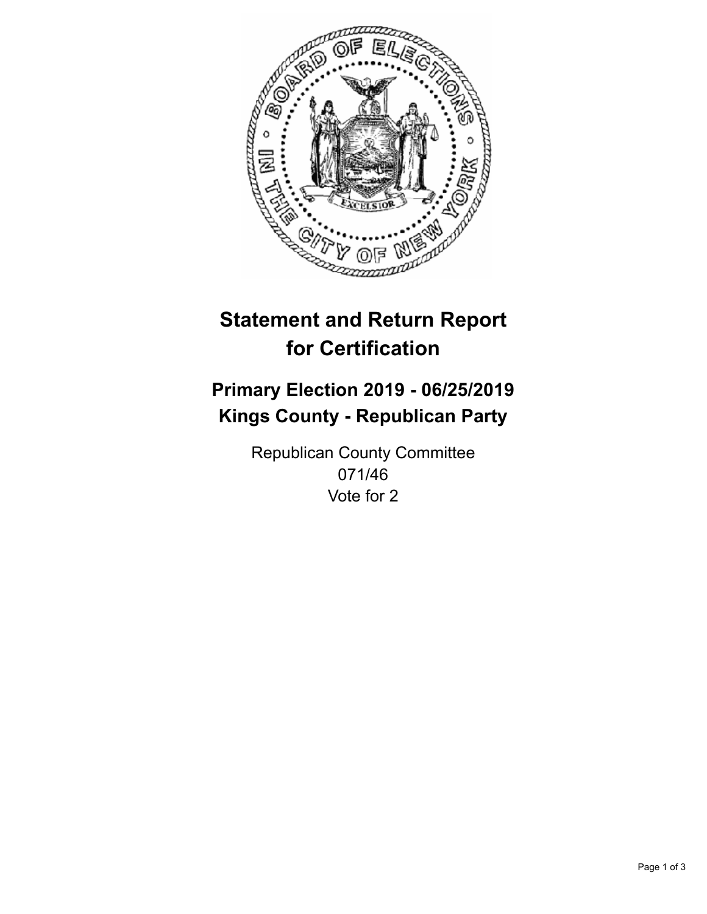# Statement and Return Report for Certification

## Primary Election 2019 - 06/25/2019
## Kings County - Republican Party

Republican County Committee
071/46
Vote for 2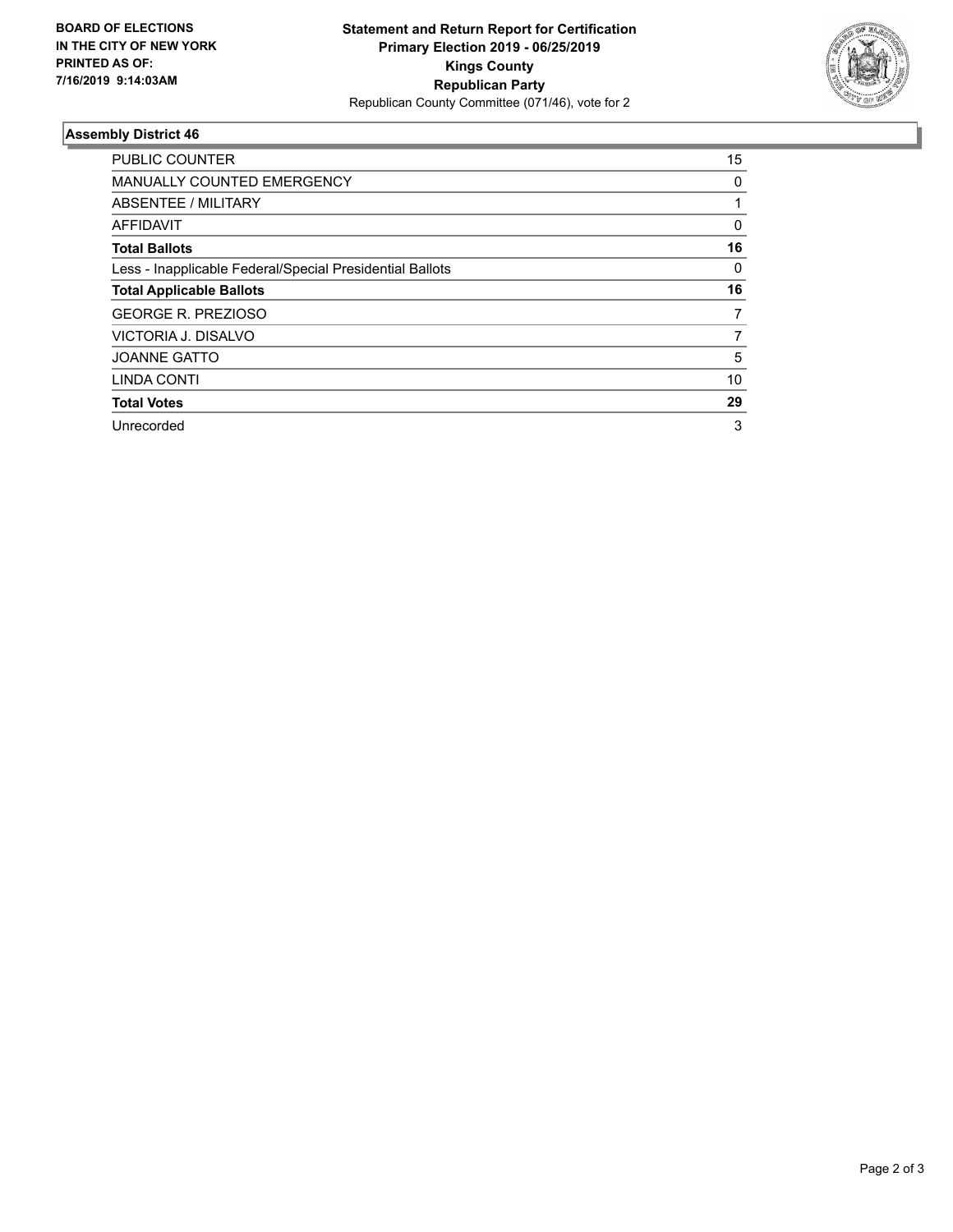**BOARD OF ELECTIONS IN THE CITY OF NEW YORK PRINTED AS OF: 7/16/2019 9:14:03AM**

**Statement and Return Report for Certification**
**Primary Election 2019 - 06/25/2019**
**Kings County**
**Republican Party**
Republican County Committee (071/46), vote for 2

### Assembly District 46

| | |
|---|---|
| PUBLIC COUNTER | 15 |
| MANUALLY COUNTED EMERGENCY | 0 |
| ABSENTEE / MILITARY | 1 |
| AFFIDAVIT | 0 |
| **Total Ballots** | **16** |
| Less - Inapplicable Federal/Special Presidential Ballots | 0 |
| **Total Applicable Ballots** | **16** |
| GEORGE R. PREZIOSO | 7 |
| VICTORIA J. DISALVO | 7 |
| JOANNE GATTO | 5 |
| LINDA CONTI | 10 |
| **Total Votes** | **29** |
| Unrecorded | 3 |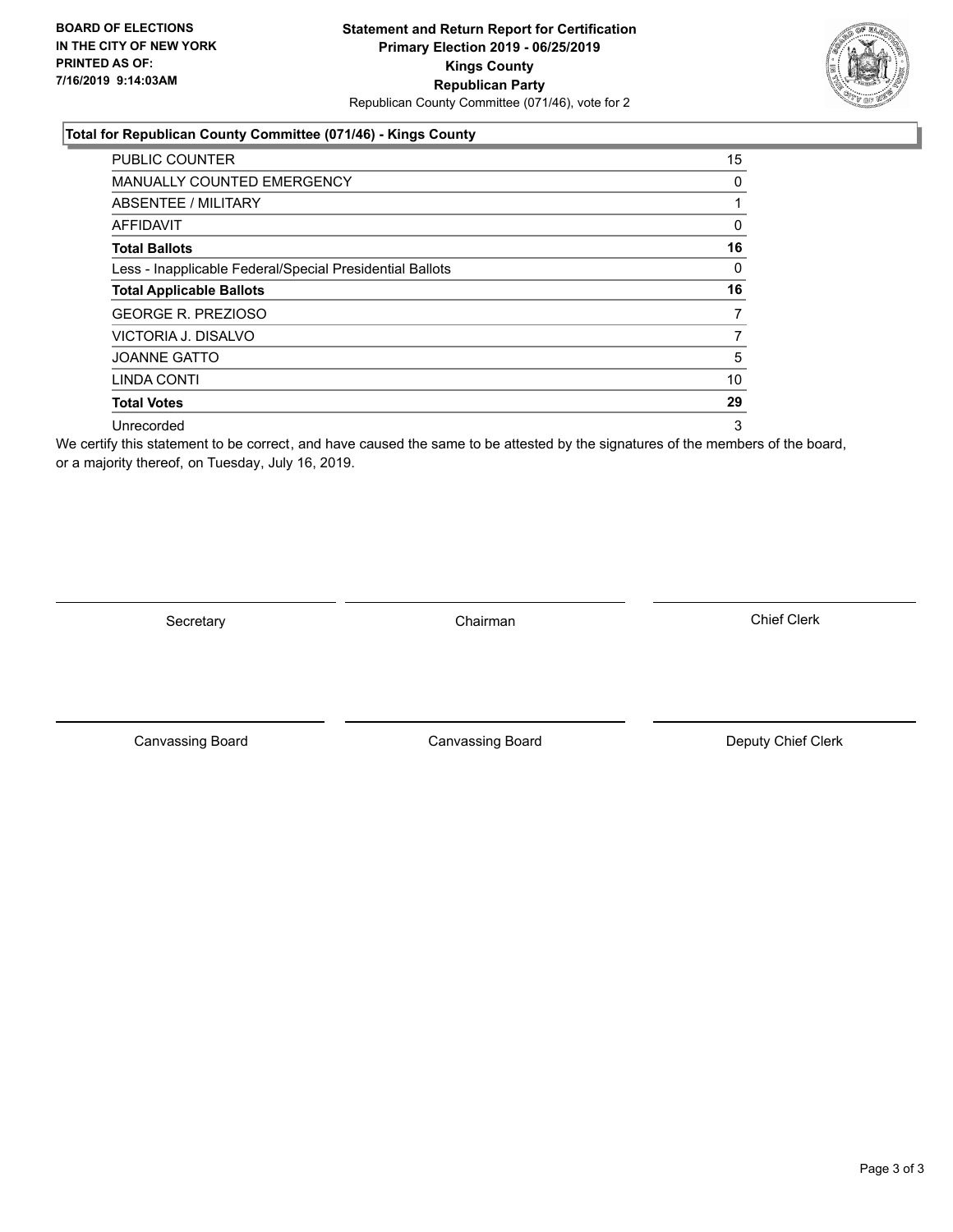**BOARD OF ELECTIONS IN THE CITY OF NEW YORK PRINTED AS OF: 7/16/2019 9:14:03AM**

**Statement and Return Report for Certification Primary Election 2019 - 06/25/2019 Kings County Republican Party**

Republican County Committee (071/46), vote for 2

### Total for Republican County Committee (071/46) - Kings County

| | |
|---|---|
| PUBLIC COUNTER | 15 |
| MANUALLY COUNTED EMERGENCY | 0 |
| ABSENTEE / MILITARY | 1 |
| AFFIDAVIT | 0 |
| **Total Ballots** | **16** |
| Less - Inapplicable Federal/Special Presidential Ballots | 0 |
| **Total Applicable Ballots** | **16** |
| GEORGE R. PREZIOSO | 7 |
| VICTORIA J. DISALVO | 7 |
| JOANNE GATTO | 5 |
| LINDA CONTI | 10 |
| **Total Votes** | **29** |
| Unrecorded | 3 |

We certify this statement to be correct, and have caused the same to be attested by the signatures of the members of the board, or a majority thereof, on Tuesday, July 16, 2019.

Secretary

Chairman

Chief Clerk

Canvassing Board

Canvassing Board

Deputy Chief Clerk